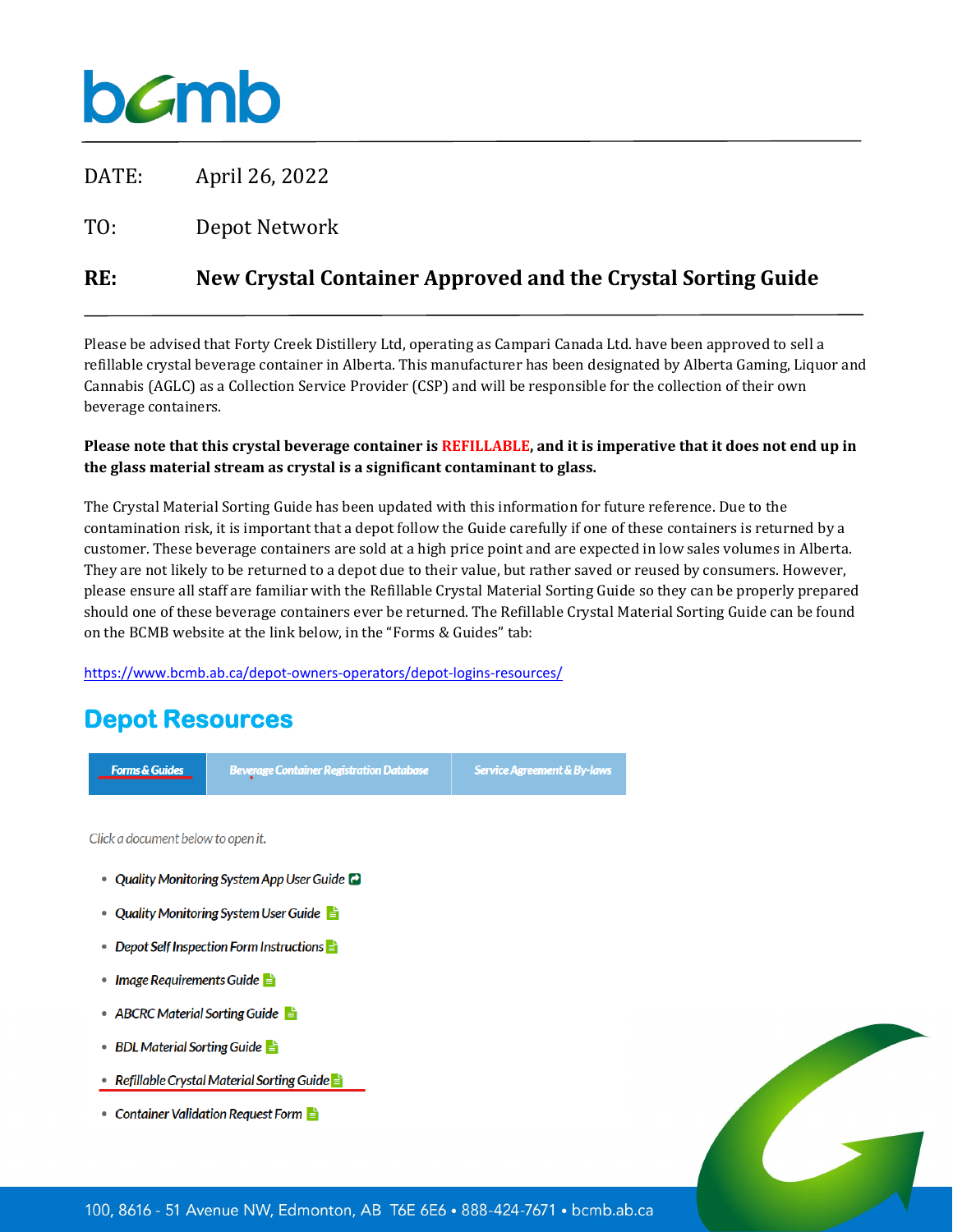bcmb

DATE: April 26, 2022

TO: Depot Network

**RE: New Crystal Container Approved and the Crystal Sorting Guide**

Please be advised that Forty Creek Distillery Ltd, operating as Campari Canada Ltd. have been approved to sell a refillable crystal beverage container in Alberta. This manufacturer has been designated by Alberta Gaming, Liquor and Cannabis (AGLC) as a Collection Service Provider (CSP) and will be responsible for the collection of their own beverage containers.

**Please note that this crystal beverage container is REFILLABLE, and it is imperative that it does not end up in the glass material stream as crystal is a significant contaminant to glass.**

The Crystal Material Sorting Guide has been updated with this information for future reference. Due to the contamination risk, it is important that a depot follow the Guide carefully if one of these containers is returned by a customer. These beverage containers are sold at a high price point and are expected in low sales volumes in Alberta. They are not likely to be returned to a depot due to their value, but rather saved or reused by consumers. However, please ensure all staff are familiar with the Refillable Crystal Material Sorting Guide so they can be properly prepared should one of these beverage containers ever be returned. The Refillable Crystal Material Sorting Guide can be found on the BCMB website at the link below, in the "Forms & Guides" tab:

https://www.bcmb.ab.ca/depot-owners-operators/depot-logins-resources/

## Depot Resources

| Forms & Guides | Beverage Container Registration Database | Service Agreement & By-laws |
|---|---|---|

*Click a document below to open it.*

- *Quality Monitoring System App User Guide*
- *Quality Monitoring System User Guide*
- *Depot Self Inspection Form Instructions*
- *Image Requirements Guide*
- *ABCRC Material Sorting Guide*
- *BDL Material Sorting Guide*
- *Refillable Crystal Material Sorting Guide*
- *Container Validation Request Form*

100, 8616 - 51 Avenue NW, Edmonton, AB T6E 6E6 • 888-424-7671 • bcmb.ab.ca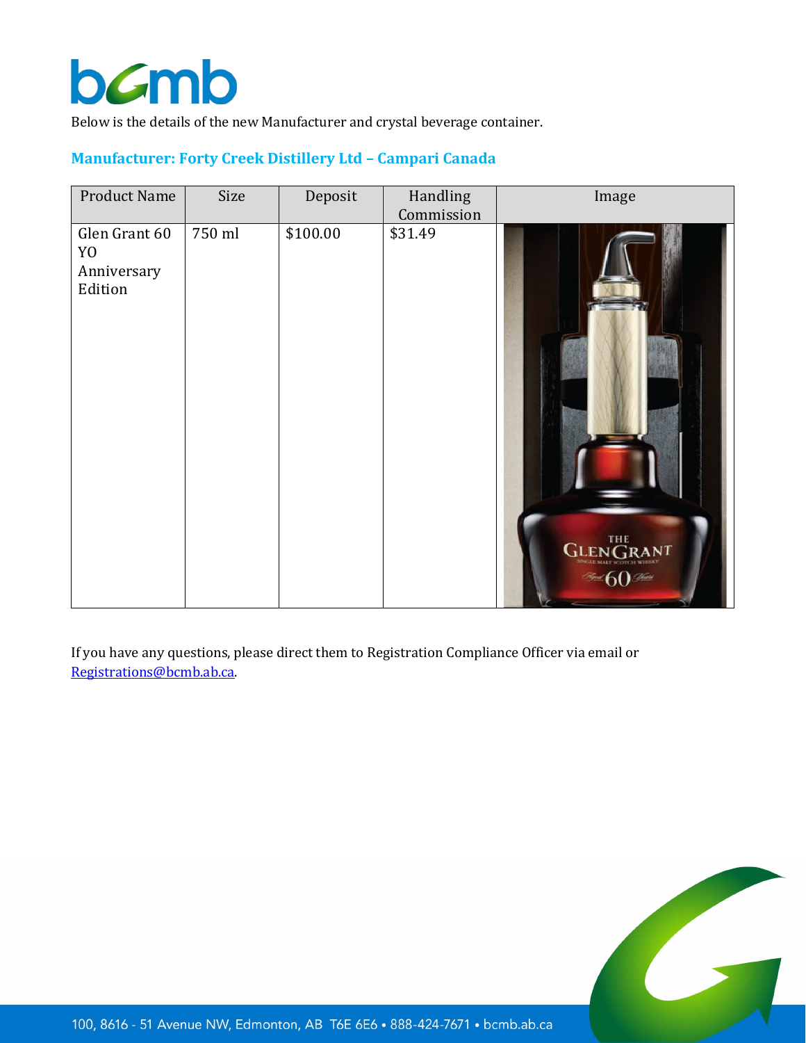Below is the details of the new Manufacturer and crystal beverage container.

## Manufacturer: Forty Creek Distillery Ltd – Campari Canada

| Product Name | Size | Deposit | Handling Commission | Image |
|---|---|---|---|---|
| Glen Grant 60 YO Anniversary Edition | 750 ml | $100.00 | $31.49 | |

If you have any questions, please direct them to Registration Compliance Officer via email or Registrations@bcmb.ab.ca.

100, 8616 - 51 Avenue NW, Edmonton, AB T6E 6E6 • 888-424-7671 • bcmb.ab.ca